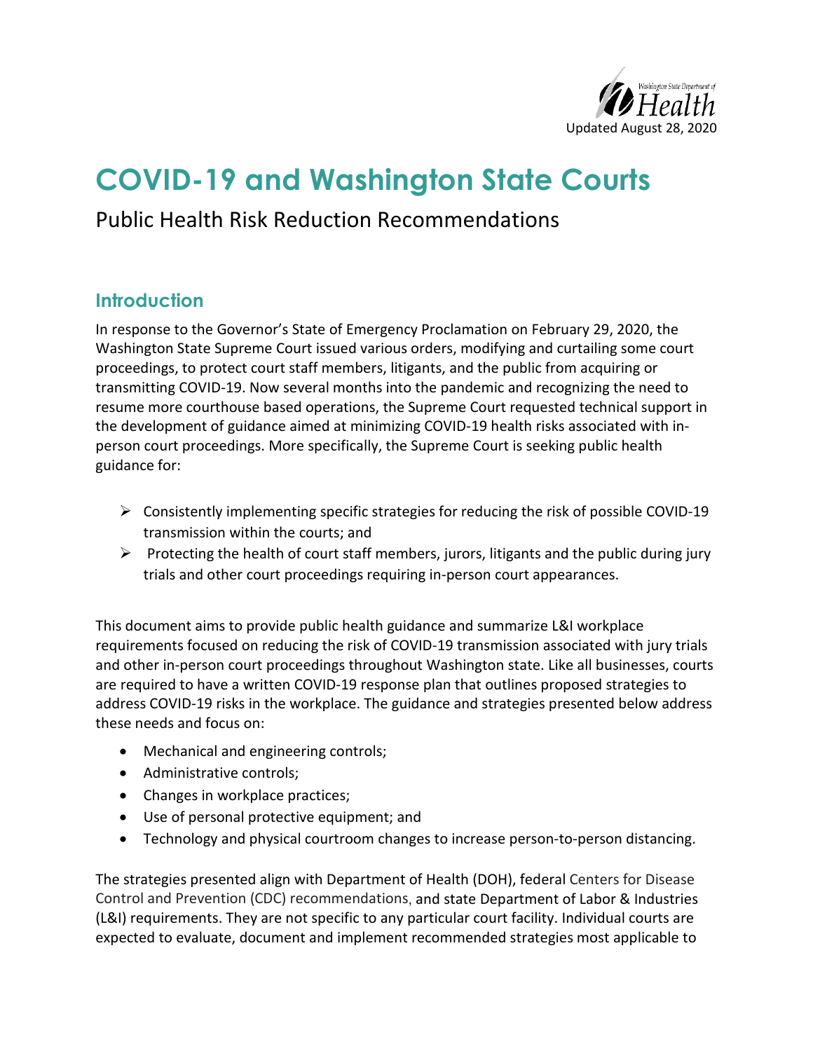Washington State Department of Health

Updated August 28, 2020

# COVID-19 and Washington State Courts

Public Health Risk Reduction Recommendations

## Introduction

In response to the Governor's State of Emergency Proclamation on February 29, 2020, the Washington State Supreme Court issued various orders, modifying and curtailing some court proceedings, to protect court staff members, litigants, and the public from acquiring or transmitting COVID-19. Now several months into the pandemic and recognizing the need to resume more courthouse based operations, the Supreme Court requested technical support in the development of guidance aimed at minimizing COVID-19 health risks associated with in-person court proceedings. More specifically, the Supreme Court is seeking public health guidance for:

- Consistently implementing specific strategies for reducing the risk of possible COVID-19 transmission within the courts; and
- Protecting the health of court staff members, jurors, litigants and the public during jury trials and other court proceedings requiring in-person court appearances.

This document aims to provide public health guidance and summarize L&I workplace requirements focused on reducing the risk of COVID-19 transmission associated with jury trials and other in-person court proceedings throughout Washington state. Like all businesses, courts are required to have a written COVID-19 response plan that outlines proposed strategies to address COVID-19 risks in the workplace. The guidance and strategies presented below address these needs and focus on:

- Mechanical and engineering controls;
- Administrative controls;
- Changes in workplace practices;
- Use of personal protective equipment; and
- Technology and physical courtroom changes to increase person-to-person distancing.

The strategies presented align with Department of Health (DOH), federal Centers for Disease Control and Prevention (CDC) recommendations, and state Department of Labor & Industries (L&I) requirements. They are not specific to any particular court facility. Individual courts are expected to evaluate, document and implement recommended strategies most applicable to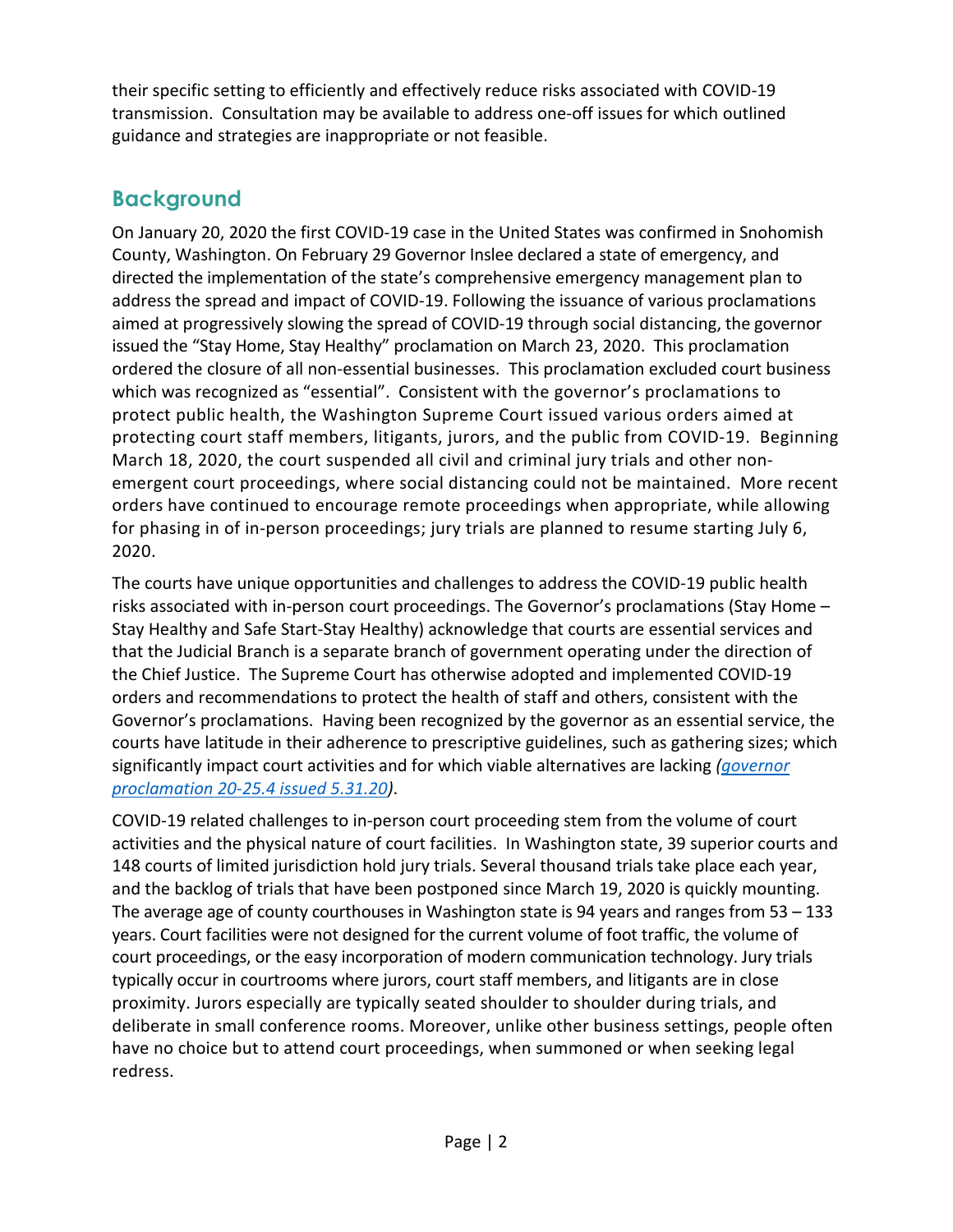their specific setting to efficiently and effectively reduce risks associated with COVID-19 transmission. Consultation may be available to address one-off issues for which outlined guidance and strategies are inappropriate or not feasible.

## Background

On January 20, 2020 the first COVID-19 case in the United States was confirmed in Snohomish County, Washington. On February 29 Governor Inslee declared a state of emergency, and directed the implementation of the state's comprehensive emergency management plan to address the spread and impact of COVID-19. Following the issuance of various proclamations aimed at progressively slowing the spread of COVID-19 through social distancing, the governor issued the "Stay Home, Stay Healthy" proclamation on March 23, 2020. This proclamation ordered the closure of all non-essential businesses. This proclamation excluded court business which was recognized as "essential". Consistent with the governor's proclamations to protect public health, the Washington Supreme Court issued various orders aimed at protecting court staff members, litigants, jurors, and the public from COVID-19. Beginning March 18, 2020, the court suspended all civil and criminal jury trials and other non-emergent court proceedings, where social distancing could not be maintained. More recent orders have continued to encourage remote proceedings when appropriate, while allowing for phasing in of in-person proceedings; jury trials are planned to resume starting July 6, 2020.

The courts have unique opportunities and challenges to address the COVID-19 public health risks associated with in-person court proceedings. The Governor's proclamations (Stay Home – Stay Healthy and Safe Start-Stay Healthy) acknowledge that courts are essential services and that the Judicial Branch is a separate branch of government operating under the direction of the Chief Justice. The Supreme Court has otherwise adopted and implemented COVID-19 orders and recommendations to protect the health of staff and others, consistent with the Governor's proclamations. Having been recognized by the governor as an essential service, the courts have latitude in their adherence to prescriptive guidelines, such as gathering sizes; which significantly impact court activities and for which viable alternatives are lacking *(governor proclamation 20-25.4 issued 5.31.20)*.

COVID-19 related challenges to in-person court proceeding stem from the volume of court activities and the physical nature of court facilities. In Washington state, 39 superior courts and 148 courts of limited jurisdiction hold jury trials. Several thousand trials take place each year, and the backlog of trials that have been postponed since March 19, 2020 is quickly mounting. The average age of county courthouses in Washington state is 94 years and ranges from 53 – 133 years. Court facilities were not designed for the current volume of foot traffic, the volume of court proceedings, or the easy incorporation of modern communication technology. Jury trials typically occur in courtrooms where jurors, court staff members, and litigants are in close proximity. Jurors especially are typically seated shoulder to shoulder during trials, and deliberate in small conference rooms. Moreover, unlike other business settings, people often have no choice but to attend court proceedings, when summoned or when seeking legal redress.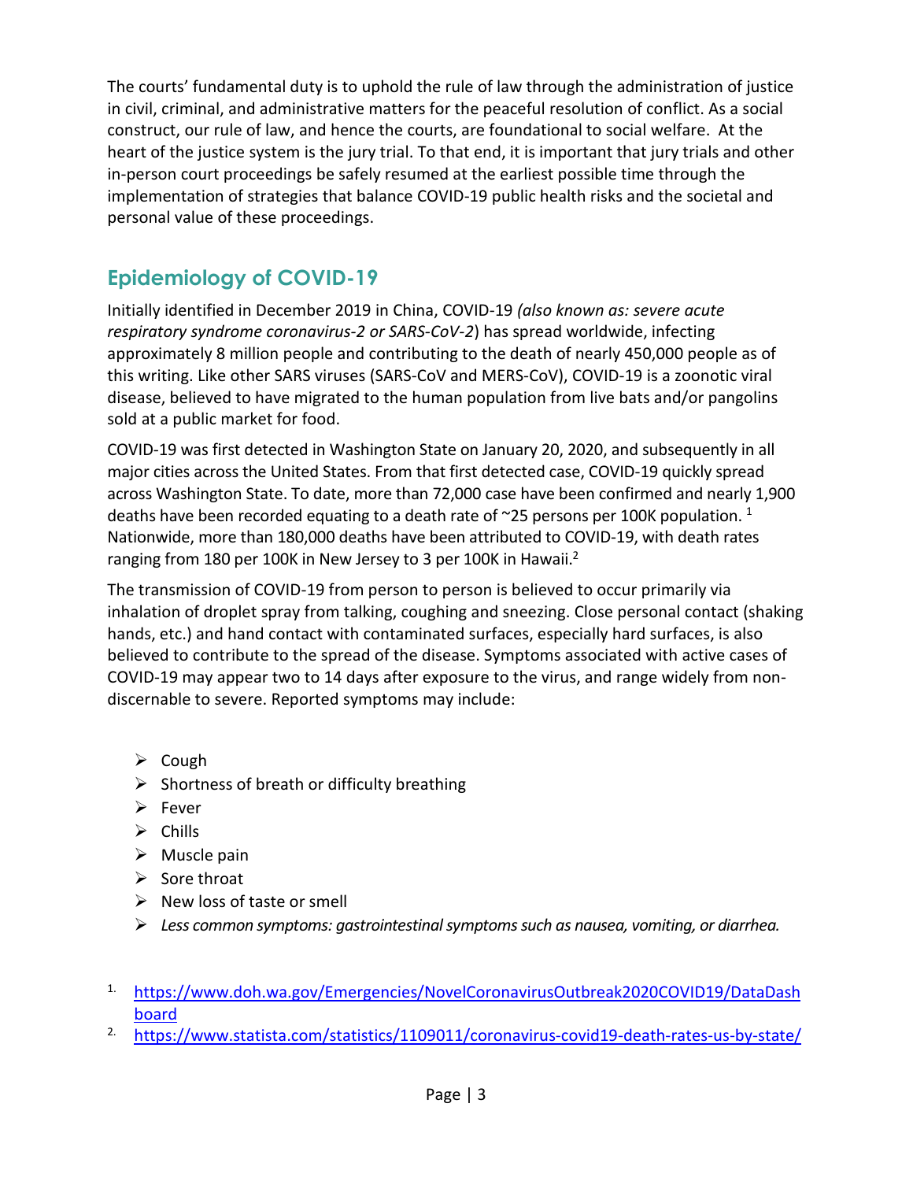The courts' fundamental duty is to uphold the rule of law through the administration of justice in civil, criminal, and administrative matters for the peaceful resolution of conflict. As a social construct, our rule of law, and hence the courts, are foundational to social welfare. At the heart of the justice system is the jury trial. To that end, it is important that jury trials and other in-person court proceedings be safely resumed at the earliest possible time through the implementation of strategies that balance COVID-19 public health risks and the societal and personal value of these proceedings.

## Epidemiology of COVID-19

Initially identified in December 2019 in China, COVID-19 *(also known as: severe acute respiratory syndrome coronavirus-2 or SARS-CoV-2*) has spread worldwide, infecting approximately 8 million people and contributing to the death of nearly 450,000 people as of this writing. Like other SARS viruses (SARS-CoV and MERS-CoV), COVID-19 is a zoonotic viral disease, believed to have migrated to the human population from live bats and/or pangolins sold at a public market for food.

COVID-19 was first detected in Washington State on January 20, 2020, and subsequently in all major cities across the United States. From that first detected case, COVID-19 quickly spread across Washington State. To date, more than 72,000 case have been confirmed and nearly 1,900 deaths have been recorded equating to a death rate of ~25 persons per 100K population. [1] Nationwide, more than 180,000 deaths have been attributed to COVID-19, with death rates ranging from 180 per 100K in New Jersey to 3 per 100K in Hawaii.[2]

The transmission of COVID-19 from person to person is believed to occur primarily via inhalation of droplet spray from talking, coughing and sneezing. Close personal contact (shaking hands, etc.) and hand contact with contaminated surfaces, especially hard surfaces, is also believed to contribute to the spread of the disease. Symptoms associated with active cases of COVID-19 may appear two to 14 days after exposure to the virus, and range widely from non-discernable to severe. Reported symptoms may include:

- Cough
- Shortness of breath or difficulty breathing
- Fever
- Chills
- Muscle pain
- Sore throat
- New loss of taste or smell
- *Less common symptoms: gastrointestinal symptoms such as nausea, vomiting, or diarrhea.*

1. https://www.doh.wa.gov/Emergencies/NovelCoronavirusOutbreak2020COVID19/DataDashboard
2. https://www.statista.com/statistics/1109011/coronavirus-covid19-death-rates-us-by-state/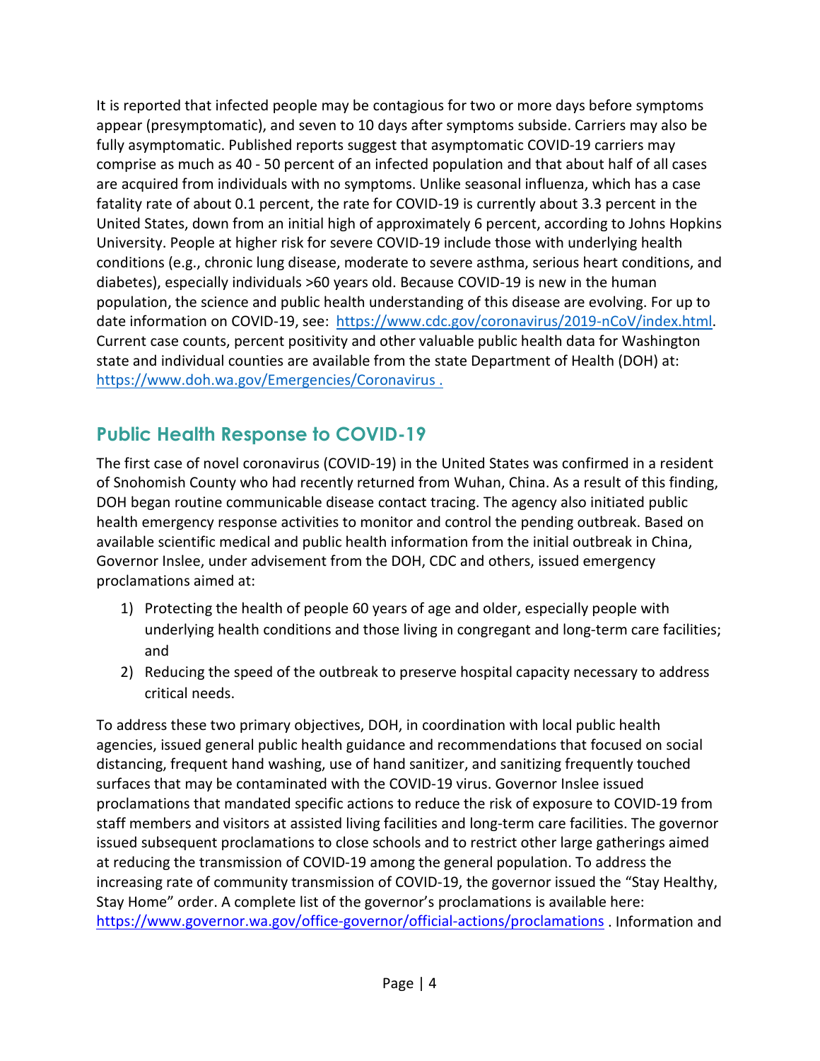It is reported that infected people may be contagious for two or more days before symptoms appear (presymptomatic), and seven to 10 days after symptoms subside. Carriers may also be fully asymptomatic. Published reports suggest that asymptomatic COVID-19 carriers may comprise as much as 40 - 50 percent of an infected population and that about half of all cases are acquired from individuals with no symptoms. Unlike seasonal influenza, which has a case fatality rate of about 0.1 percent, the rate for COVID-19 is currently about 3.3 percent in the United States, down from an initial high of approximately 6 percent, according to Johns Hopkins University. People at higher risk for severe COVID-19 include those with underlying health conditions (e.g., chronic lung disease, moderate to severe asthma, serious heart conditions, and diabetes), especially individuals >60 years old. Because COVID-19 is new in the human population, the science and public health understanding of this disease are evolving. For up to date information on COVID-19, see: https://www.cdc.gov/coronavirus/2019-nCoV/index.html. Current case counts, percent positivity and other valuable public health data for Washington state and individual counties are available from the state Department of Health (DOH) at: https://www.doh.wa.gov/Emergencies/Coronavirus .

## Public Health Response to COVID-19

The first case of novel coronavirus (COVID-19) in the United States was confirmed in a resident of Snohomish County who had recently returned from Wuhan, China. As a result of this finding, DOH began routine communicable disease contact tracing. The agency also initiated public health emergency response activities to monitor and control the pending outbreak. Based on available scientific medical and public health information from the initial outbreak in China, Governor Inslee, under advisement from the DOH, CDC and others, issued emergency proclamations aimed at:

1) Protecting the health of people 60 years of age and older, especially people with underlying health conditions and those living in congregant and long-term care facilities; and
2) Reducing the speed of the outbreak to preserve hospital capacity necessary to address critical needs.

To address these two primary objectives, DOH, in coordination with local public health agencies, issued general public health guidance and recommendations that focused on social distancing, frequent hand washing, use of hand sanitizer, and sanitizing frequently touched surfaces that may be contaminated with the COVID-19 virus. Governor Inslee issued proclamations that mandated specific actions to reduce the risk of exposure to COVID-19 from staff members and visitors at assisted living facilities and long-term care facilities. The governor issued subsequent proclamations to close schools and to restrict other large gatherings aimed at reducing the transmission of COVID-19 among the general population. To address the increasing rate of community transmission of COVID-19, the governor issued the "Stay Healthy, Stay Home" order. A complete list of the governor's proclamations is available here: https://www.governor.wa.gov/office-governor/official-actions/proclamations . Information and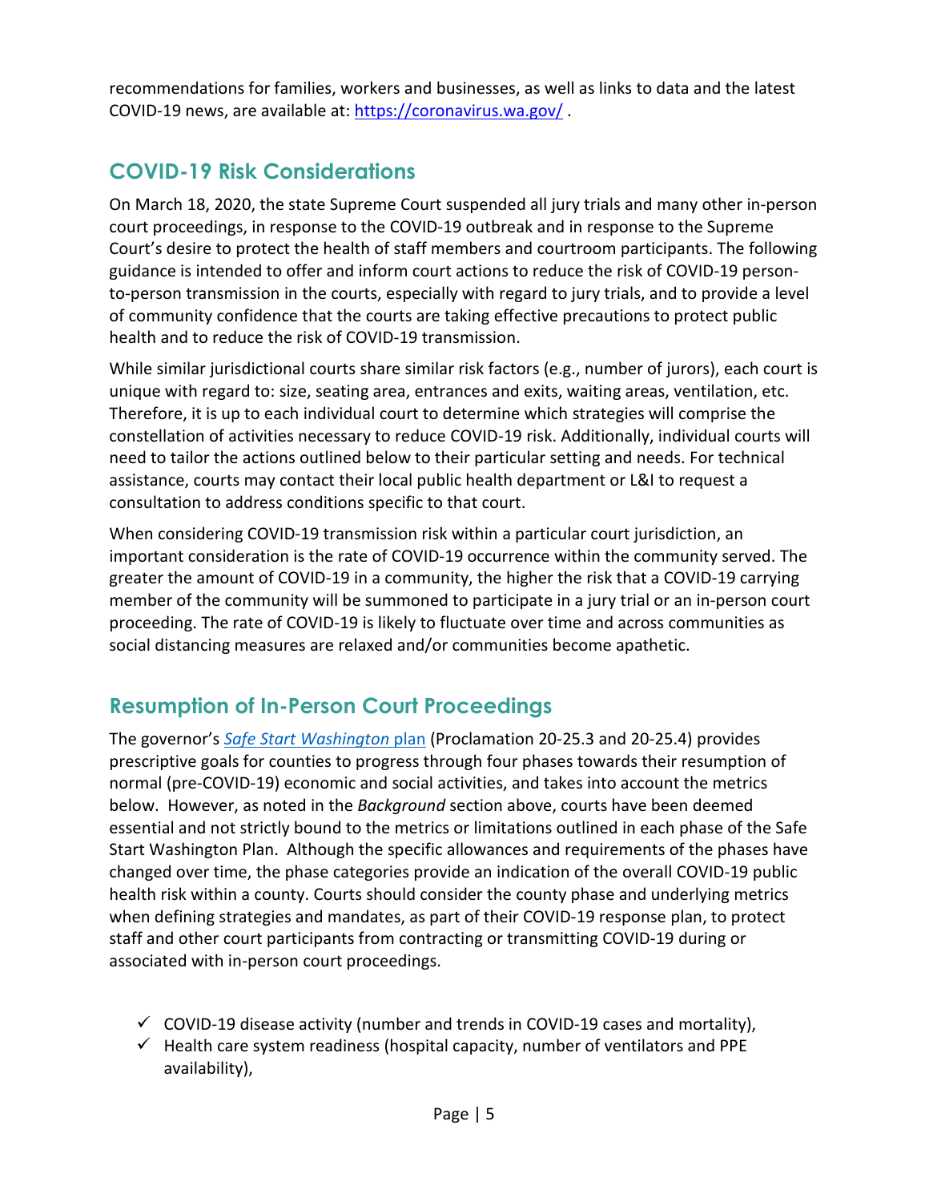recommendations for families, workers and businesses, as well as links to data and the latest COVID-19 news, are available at: https://coronavirus.wa.gov/ .

## COVID-19 Risk Considerations

On March 18, 2020, the state Supreme Court suspended all jury trials and many other in-person court proceedings, in response to the COVID-19 outbreak and in response to the Supreme Court's desire to protect the health of staff members and courtroom participants. The following guidance is intended to offer and inform court actions to reduce the risk of COVID-19 person-to-person transmission in the courts, especially with regard to jury trials, and to provide a level of community confidence that the courts are taking effective precautions to protect public health and to reduce the risk of COVID-19 transmission.

While similar jurisdictional courts share similar risk factors (e.g., number of jurors), each court is unique with regard to: size, seating area, entrances and exits, waiting areas, ventilation, etc. Therefore, it is up to each individual court to determine which strategies will comprise the constellation of activities necessary to reduce COVID-19 risk. Additionally, individual courts will need to tailor the actions outlined below to their particular setting and needs. For technical assistance, courts may contact their local public health department or L&I to request a consultation to address conditions specific to that court.

When considering COVID-19 transmission risk within a particular court jurisdiction, an important consideration is the rate of COVID-19 occurrence within the community served. The greater the amount of COVID-19 in a community, the higher the risk that a COVID-19 carrying member of the community will be summoned to participate in a jury trial or an in-person court proceeding. The rate of COVID-19 is likely to fluctuate over time and across communities as social distancing measures are relaxed and/or communities become apathetic.

## Resumption of In-Person Court Proceedings

The governor's *Safe Start Washington* plan (Proclamation 20-25.3 and 20-25.4) provides prescriptive goals for counties to progress through four phases towards their resumption of normal (pre-COVID-19) economic and social activities, and takes into account the metrics below. However, as noted in the *Background* section above, courts have been deemed essential and not strictly bound to the metrics or limitations outlined in each phase of the Safe Start Washington Plan. Although the specific allowances and requirements of the phases have changed over time, the phase categories provide an indication of the overall COVID-19 public health risk within a county. Courts should consider the county phase and underlying metrics when defining strategies and mandates, as part of their COVID-19 response plan, to protect staff and other court participants from contracting or transmitting COVID-19 during or associated with in-person court proceedings.

- ✓ COVID-19 disease activity (number and trends in COVID-19 cases and mortality),
- ✓ Health care system readiness (hospital capacity, number of ventilators and PPE availability),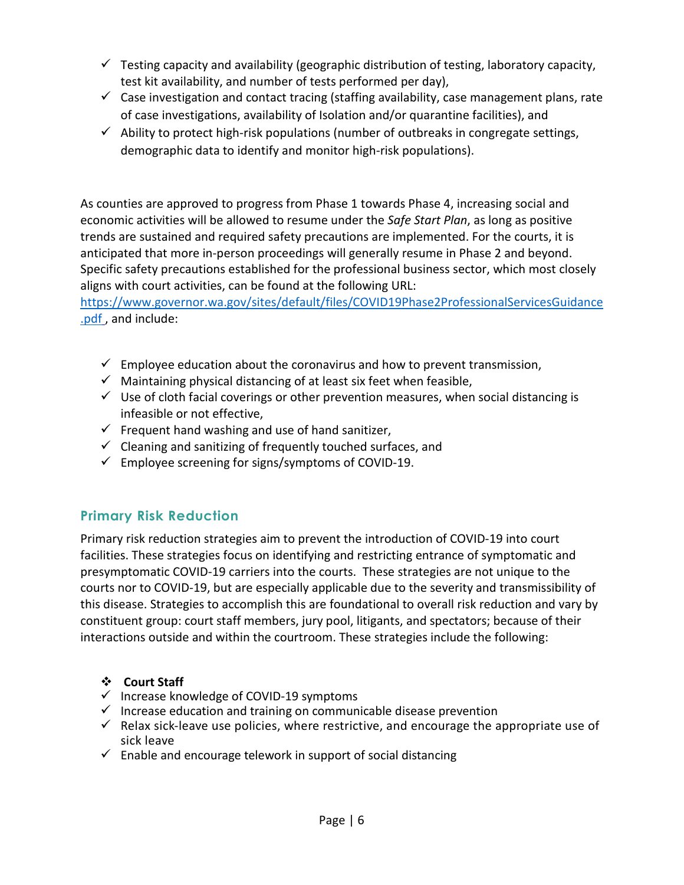- ✓ Testing capacity and availability (geographic distribution of testing, laboratory capacity, test kit availability, and number of tests performed per day),
- ✓ Case investigation and contact tracing (staffing availability, case management plans, rate of case investigations, availability of Isolation and/or quarantine facilities), and
- ✓ Ability to protect high-risk populations (number of outbreaks in congregate settings, demographic data to identify and monitor high-risk populations).

As counties are approved to progress from Phase 1 towards Phase 4, increasing social and economic activities will be allowed to resume under the *Safe Start Plan*, as long as positive trends are sustained and required safety precautions are implemented. For the courts, it is anticipated that more in-person proceedings will generally resume in Phase 2 and beyond. Specific safety precautions established for the professional business sector, which most closely aligns with court activities, can be found at the following URL: [https://www.governor.wa.gov/sites/default/files/COVID19Phase2ProfessionalServicesGuidance.pdf](https://www.governor.wa.gov/sites/default/files/COVID19Phase2ProfessionalServicesGuidance.pdf) , and include:

- ✓ Employee education about the coronavirus and how to prevent transmission,
- ✓ Maintaining physical distancing of at least six feet when feasible,
- ✓ Use of cloth facial coverings or other prevention measures, when social distancing is infeasible or not effective,
- ✓ Frequent hand washing and use of hand sanitizer,
- ✓ Cleaning and sanitizing of frequently touched surfaces, and
- ✓ Employee screening for signs/symptoms of COVID-19.

## Primary Risk Reduction

Primary risk reduction strategies aim to prevent the introduction of COVID-19 into court facilities. These strategies focus on identifying and restricting entrance of symptomatic and presymptomatic COVID-19 carriers into the courts. These strategies are not unique to the courts nor to COVID-19, but are especially applicable due to the severity and transmissibility of this disease. Strategies to accomplish this are foundational to overall risk reduction and vary by constituent group: court staff members, jury pool, litigants, and spectators; because of their interactions outside and within the courtroom. These strategies include the following:

❖ **Court Staff**

- ✓ Increase knowledge of COVID-19 symptoms
- ✓ Increase education and training on communicable disease prevention
- ✓ Relax sick-leave use policies, where restrictive, and encourage the appropriate use of sick leave
- ✓ Enable and encourage telework in support of social distancing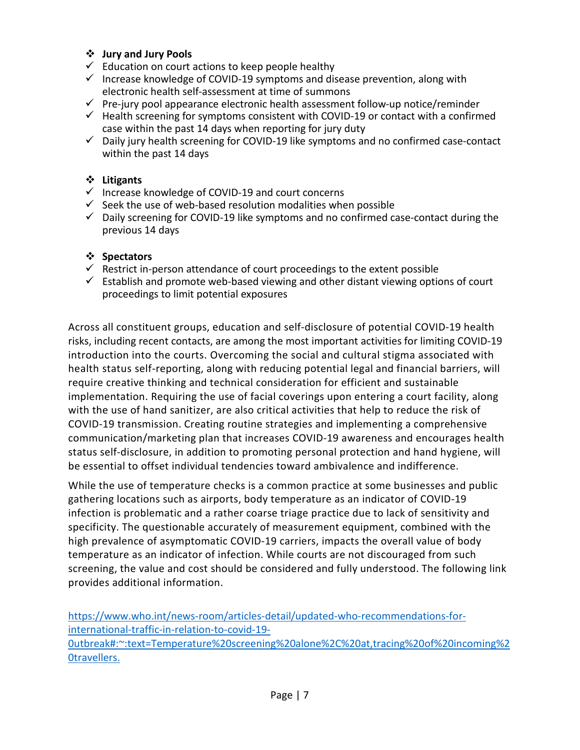- **Jury and Jury Pools**
  - Education on court actions to keep people healthy
  - Increase knowledge of COVID-19 symptoms and disease prevention, along with electronic health self-assessment at time of summons
  - Pre-jury pool appearance electronic health assessment follow-up notice/reminder
  - Health screening for symptoms consistent with COVID-19 or contact with a confirmed case within the past 14 days when reporting for jury duty
  - Daily jury health screening for COVID-19 like symptoms and no confirmed case-contact within the past 14 days

- **Litigants**
  - Increase knowledge of COVID-19 and court concerns
  - Seek the use of web-based resolution modalities when possible
  - Daily screening for COVID-19 like symptoms and no confirmed case-contact during the previous 14 days

- **Spectators**
  - Restrict in-person attendance of court proceedings to the extent possible
  - Establish and promote web-based viewing and other distant viewing options of court proceedings to limit potential exposures

Across all constituent groups, education and self-disclosure of potential COVID-19 health risks, including recent contacts, are among the most important activities for limiting COVID-19 introduction into the courts. Overcoming the social and cultural stigma associated with health status self-reporting, along with reducing potential legal and financial barriers, will require creative thinking and technical consideration for efficient and sustainable implementation. Requiring the use of facial coverings upon entering a court facility, along with the use of hand sanitizer, are also critical activities that help to reduce the risk of COVID-19 transmission. Creating routine strategies and implementing a comprehensive communication/marketing plan that increases COVID-19 awareness and encourages health status self-disclosure, in addition to promoting personal protection and hand hygiene, will be essential to offset individual tendencies toward ambivalence and indifference.

While the use of temperature checks is a common practice at some businesses and public gathering locations such as airports, body temperature as an indicator of COVID-19 infection is problematic and a rather coarse triage practice due to lack of sensitivity and specificity. The questionable accurately of measurement equipment, combined with the high prevalence of asymptomatic COVID-19 carriers, impacts the overall value of body temperature as an indicator of infection. While courts are not discouraged from such screening, the value and cost should be considered and fully understood. The following link provides additional information.

https://www.who.int/news-room/articles-detail/updated-who-recommendations-for-international-traffic-in-relation-to-covid-19-0utbreak#:~:text=Temperature%20screening%20alone%2C%20at,tracing%20of%20incoming%20travellers.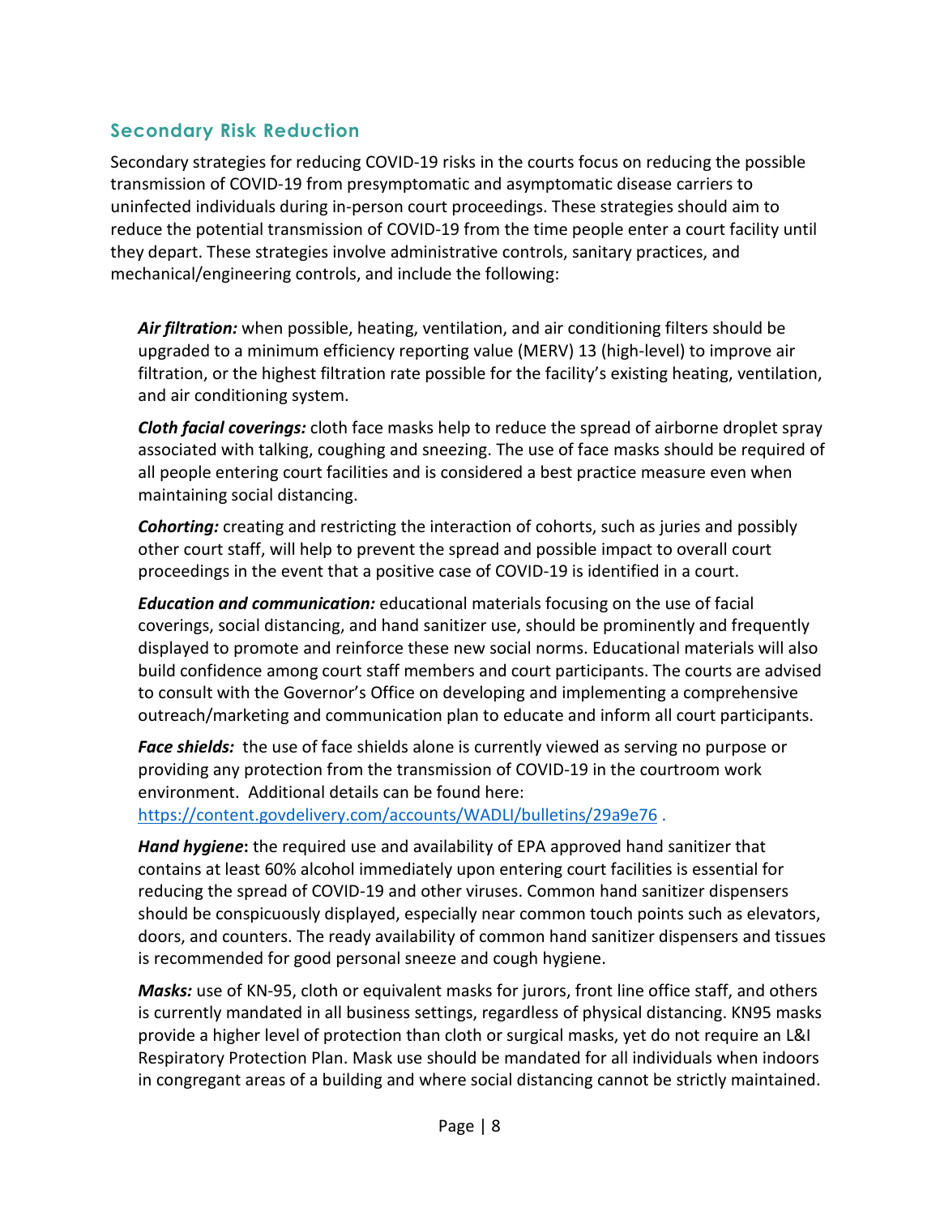## Secondary Risk Reduction

Secondary strategies for reducing COVID-19 risks in the courts focus on reducing the possible transmission of COVID-19 from presymptomatic and asymptomatic disease carriers to uninfected individuals during in-person court proceedings. These strategies should aim to reduce the potential transmission of COVID-19 from the time people enter a court facility until they depart. These strategies involve administrative controls, sanitary practices, and mechanical/engineering controls, and include the following:

***Air filtration:*** when possible, heating, ventilation, and air conditioning filters should be upgraded to a minimum efficiency reporting value (MERV) 13 (high-level) to improve air filtration, or the highest filtration rate possible for the facility's existing heating, ventilation, and air conditioning system.

***Cloth facial coverings:*** cloth face masks help to reduce the spread of airborne droplet spray associated with talking, coughing and sneezing. The use of face masks should be required of all people entering court facilities and is considered a best practice measure even when maintaining social distancing.

***Cohorting:*** creating and restricting the interaction of cohorts, such as juries and possibly other court staff, will help to prevent the spread and possible impact to overall court proceedings in the event that a positive case of COVID-19 is identified in a court.

***Education and communication:*** educational materials focusing on the use of facial coverings, social distancing, and hand sanitizer use, should be prominently and frequently displayed to promote and reinforce these new social norms. Educational materials will also build confidence among court staff members and court participants. The courts are advised to consult with the Governor's Office on developing and implementing a comprehensive outreach/marketing and communication plan to educate and inform all court participants.

***Face shields:*** the use of face shields alone is currently viewed as serving no purpose or providing any protection from the transmission of COVID-19 in the courtroom work environment. Additional details can be found here: https://content.govdelivery.com/accounts/WADLI/bulletins/29a9e76 .

***Hand hygiene*****:** the required use and availability of EPA approved hand sanitizer that contains at least 60% alcohol immediately upon entering court facilities is essential for reducing the spread of COVID-19 and other viruses. Common hand sanitizer dispensers should be conspicuously displayed, especially near common touch points such as elevators, doors, and counters. The ready availability of common hand sanitizer dispensers and tissues is recommended for good personal sneeze and cough hygiene.

***Masks:*** use of KN-95, cloth or equivalent masks for jurors, front line office staff, and others is currently mandated in all business settings, regardless of physical distancing. KN95 masks provide a higher level of protection than cloth or surgical masks, yet do not require an L&I Respiratory Protection Plan. Mask use should be mandated for all individuals when indoors in congregant areas of a building and where social distancing cannot be strictly maintained.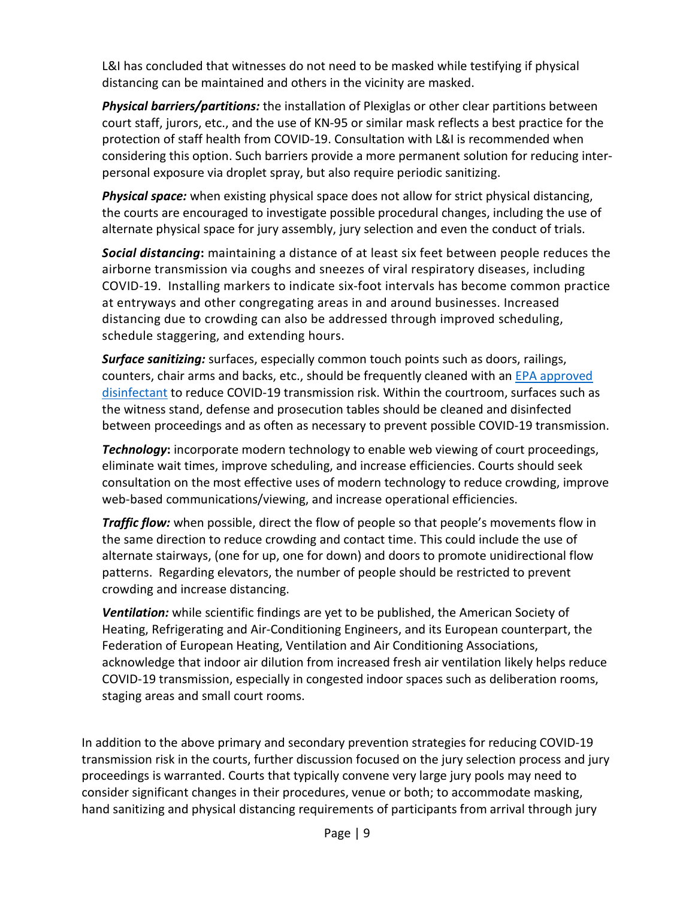L&I has concluded that witnesses do not need to be masked while testifying if physical distancing can be maintained and others in the vicinity are masked.

***Physical barriers/partitions:*** the installation of Plexiglas or other clear partitions between court staff, jurors, etc., and the use of KN-95 or similar mask reflects a best practice for the protection of staff health from COVID-19. Consultation with L&I is recommended when considering this option. Such barriers provide a more permanent solution for reducing inter-personal exposure via droplet spray, but also require periodic sanitizing.

***Physical space:*** when existing physical space does not allow for strict physical distancing, the courts are encouraged to investigate possible procedural changes, including the use of alternate physical space for jury assembly, jury selection and even the conduct of trials.

***Social distancing*:** maintaining a distance of at least six feet between people reduces the airborne transmission via coughs and sneezes of viral respiratory diseases, including COVID-19. Installing markers to indicate six-foot intervals has become common practice at entryways and other congregating areas in and around businesses. Increased distancing due to crowding can also be addressed through improved scheduling, schedule staggering, and extending hours.

***Surface sanitizing:*** surfaces, especially common touch points such as doors, railings, counters, chair arms and backs, etc., should be frequently cleaned with an EPA approved disinfectant to reduce COVID-19 transmission risk. Within the courtroom, surfaces such as the witness stand, defense and prosecution tables should be cleaned and disinfected between proceedings and as often as necessary to prevent possible COVID-19 transmission.

***Technology*:** incorporate modern technology to enable web viewing of court proceedings, eliminate wait times, improve scheduling, and increase efficiencies. Courts should seek consultation on the most effective uses of modern technology to reduce crowding, improve web-based communications/viewing, and increase operational efficiencies.

***Traffic flow:*** when possible, direct the flow of people so that people's movements flow in the same direction to reduce crowding and contact time. This could include the use of alternate stairways, (one for up, one for down) and doors to promote unidirectional flow patterns. Regarding elevators, the number of people should be restricted to prevent crowding and increase distancing.

***Ventilation:*** while scientific findings are yet to be published, the American Society of Heating, Refrigerating and Air-Conditioning Engineers, and its European counterpart, the Federation of European Heating, Ventilation and Air Conditioning Associations, acknowledge that indoor air dilution from increased fresh air ventilation likely helps reduce COVID-19 transmission, especially in congested indoor spaces such as deliberation rooms, staging areas and small court rooms.

In addition to the above primary and secondary prevention strategies for reducing COVID-19 transmission risk in the courts, further discussion focused on the jury selection process and jury proceedings is warranted. Courts that typically convene very large jury pools may need to consider significant changes in their procedures, venue or both; to accommodate masking, hand sanitizing and physical distancing requirements of participants from arrival through jury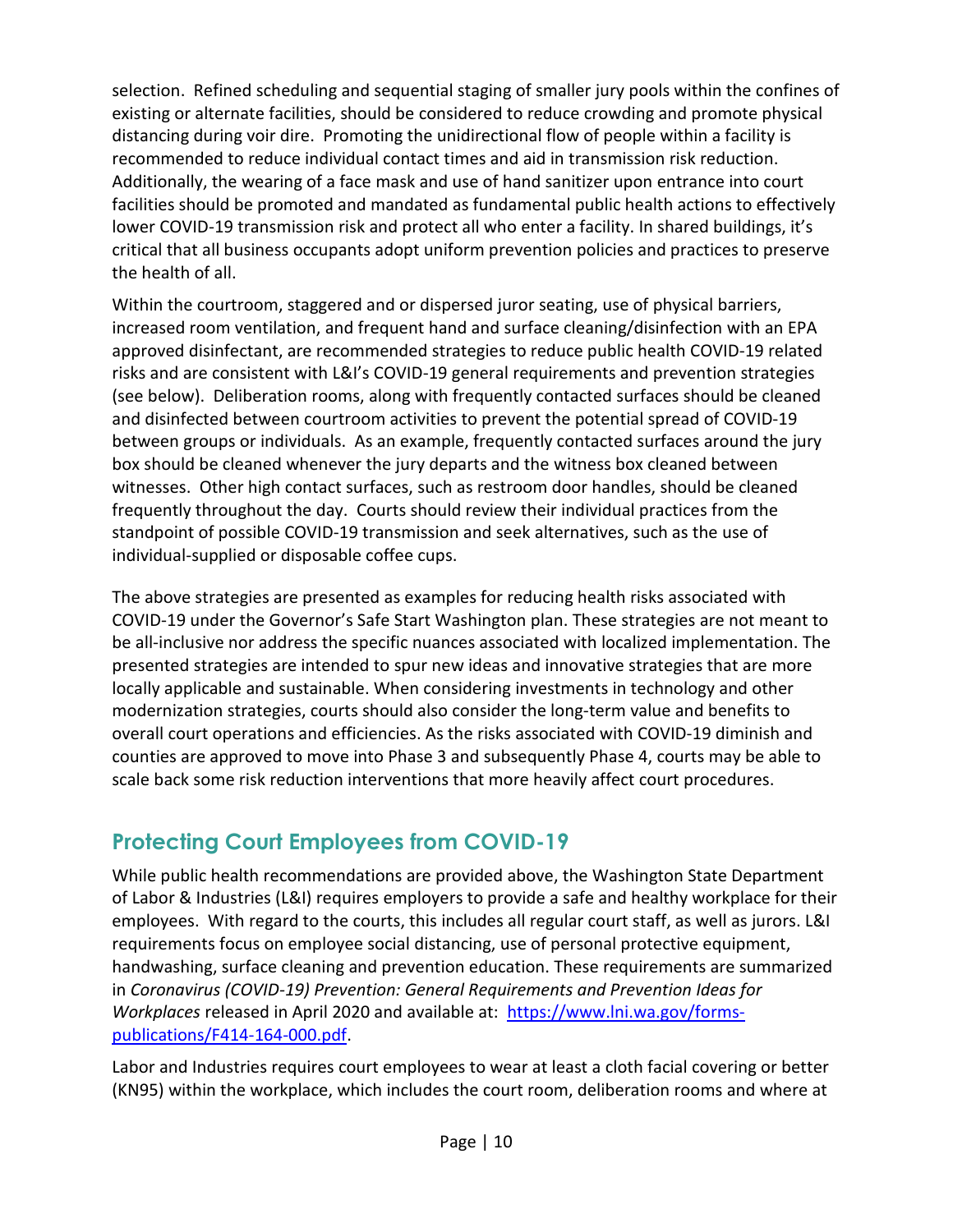selection. Refined scheduling and sequential staging of smaller jury pools within the confines of existing or alternate facilities, should be considered to reduce crowding and promote physical distancing during voir dire. Promoting the unidirectional flow of people within a facility is recommended to reduce individual contact times and aid in transmission risk reduction. Additionally, the wearing of a face mask and use of hand sanitizer upon entrance into court facilities should be promoted and mandated as fundamental public health actions to effectively lower COVID-19 transmission risk and protect all who enter a facility. In shared buildings, it's critical that all business occupants adopt uniform prevention policies and practices to preserve the health of all.

Within the courtroom, staggered and or dispersed juror seating, use of physical barriers, increased room ventilation, and frequent hand and surface cleaning/disinfection with an EPA approved disinfectant, are recommended strategies to reduce public health COVID-19 related risks and are consistent with L&I's COVID-19 general requirements and prevention strategies (see below). Deliberation rooms, along with frequently contacted surfaces should be cleaned and disinfected between courtroom activities to prevent the potential spread of COVID-19 between groups or individuals. As an example, frequently contacted surfaces around the jury box should be cleaned whenever the jury departs and the witness box cleaned between witnesses. Other high contact surfaces, such as restroom door handles, should be cleaned frequently throughout the day. Courts should review their individual practices from the standpoint of possible COVID-19 transmission and seek alternatives, such as the use of individual-supplied or disposable coffee cups.

The above strategies are presented as examples for reducing health risks associated with COVID-19 under the Governor's Safe Start Washington plan. These strategies are not meant to be all-inclusive nor address the specific nuances associated with localized implementation. The presented strategies are intended to spur new ideas and innovative strategies that are more locally applicable and sustainable. When considering investments in technology and other modernization strategies, courts should also consider the long-term value and benefits to overall court operations and efficiencies. As the risks associated with COVID-19 diminish and counties are approved to move into Phase 3 and subsequently Phase 4, courts may be able to scale back some risk reduction interventions that more heavily affect court procedures.

## Protecting Court Employees from COVID-19

While public health recommendations are provided above, the Washington State Department of Labor & Industries (L&I) requires employers to provide a safe and healthy workplace for their employees. With regard to the courts, this includes all regular court staff, as well as jurors. L&I requirements focus on employee social distancing, use of personal protective equipment, handwashing, surface cleaning and prevention education. These requirements are summarized in *Coronavirus (COVID-19) Prevention: General Requirements and Prevention Ideas for Workplaces* released in April 2020 and available at: [https://www.lni.wa.gov/forms-publications/F414-164-000.pdf](https://www.lni.wa.gov/forms-publications/F414-164-000.pdf).

Labor and Industries requires court employees to wear at least a cloth facial covering or better (KN95) within the workplace, which includes the court room, deliberation rooms and where at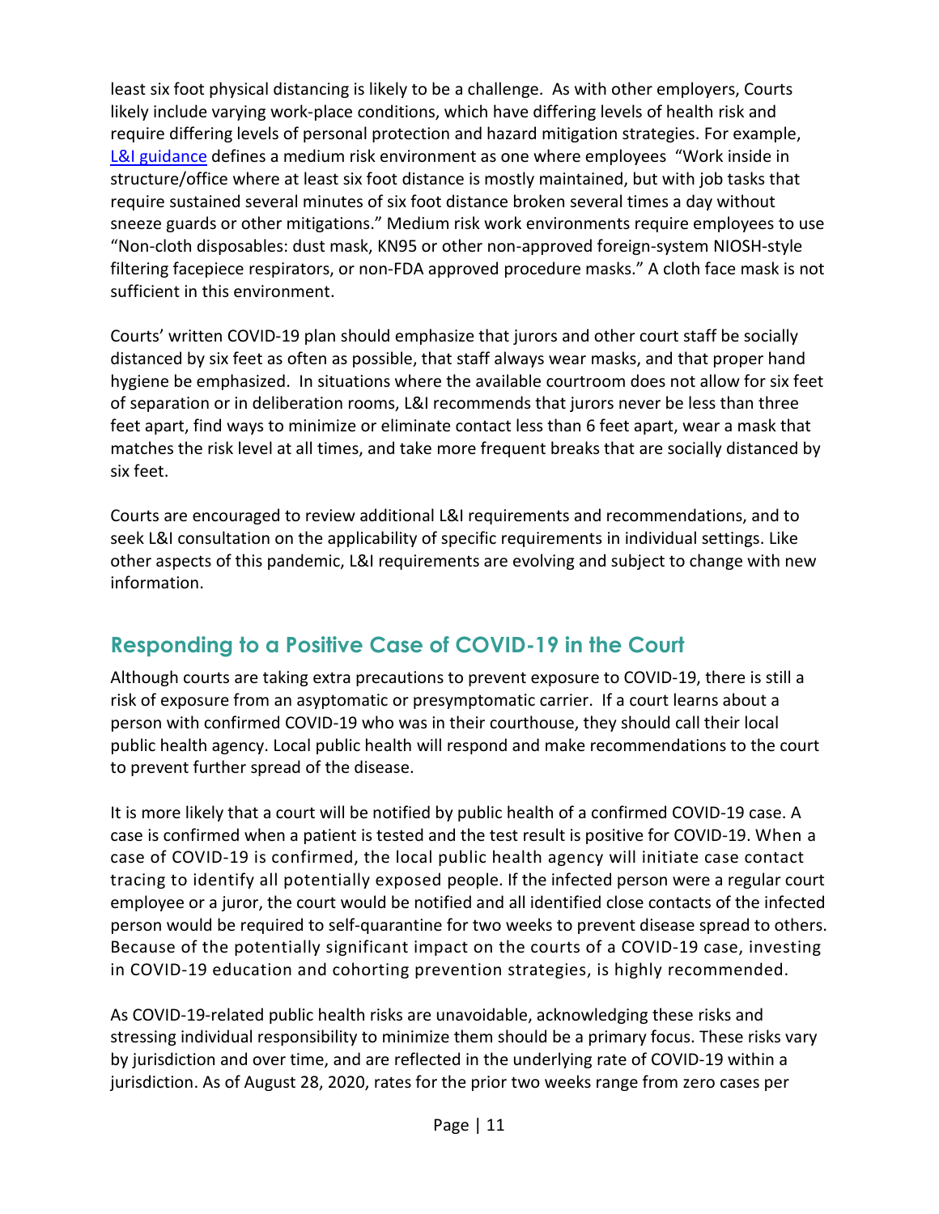least six foot physical distancing is likely to be a challenge. As with other employers, Courts likely include varying work-place conditions, which have differing levels of health risk and require differing levels of personal protection and hazard mitigation strategies. For example, [L&I guidance](#) defines a medium risk environment as one where employees "Work inside in structure/office where at least six foot distance is mostly maintained, but with job tasks that require sustained several minutes of six foot distance broken several times a day without sneeze guards or other mitigations." Medium risk work environments require employees to use "Non-cloth disposables: dust mask, KN95 or other non-approved foreign-system NIOSH-style filtering facepiece respirators, or non-FDA approved procedure masks." A cloth face mask is not sufficient in this environment.

Courts' written COVID-19 plan should emphasize that jurors and other court staff be socially distanced by six feet as often as possible, that staff always wear masks, and that proper hand hygiene be emphasized. In situations where the available courtroom does not allow for six feet of separation or in deliberation rooms, L&I recommends that jurors never be less than three feet apart, find ways to minimize or eliminate contact less than 6 feet apart, wear a mask that matches the risk level at all times, and take more frequent breaks that are socially distanced by six feet.

Courts are encouraged to review additional L&I requirements and recommendations, and to seek L&I consultation on the applicability of specific requirements in individual settings. Like other aspects of this pandemic, L&I requirements are evolving and subject to change with new information.

## Responding to a Positive Case of COVID-19 in the Court

Although courts are taking extra precautions to prevent exposure to COVID-19, there is still a risk of exposure from an asyptomatic or presymptomatic carrier. If a court learns about a person with confirmed COVID-19 who was in their courthouse, they should call their local public health agency. Local public health will respond and make recommendations to the court to prevent further spread of the disease.

It is more likely that a court will be notified by public health of a confirmed COVID-19 case. A case is confirmed when a patient is tested and the test result is positive for COVID-19. When a case of COVID-19 is confirmed, the local public health agency will initiate case contact tracing to identify all potentially exposed people. If the infected person were a regular court employee or a juror, the court would be notified and all identified close contacts of the infected person would be required to self-quarantine for two weeks to prevent disease spread to others. Because of the potentially significant impact on the courts of a COVID-19 case, investing in COVID-19 education and cohorting prevention strategies, is highly recommended.

As COVID-19-related public health risks are unavoidable, acknowledging these risks and stressing individual responsibility to minimize them should be a primary focus. These risks vary by jurisdiction and over time, and are reflected in the underlying rate of COVID-19 within a jurisdiction. As of August 28, 2020, rates for the prior two weeks range from zero cases per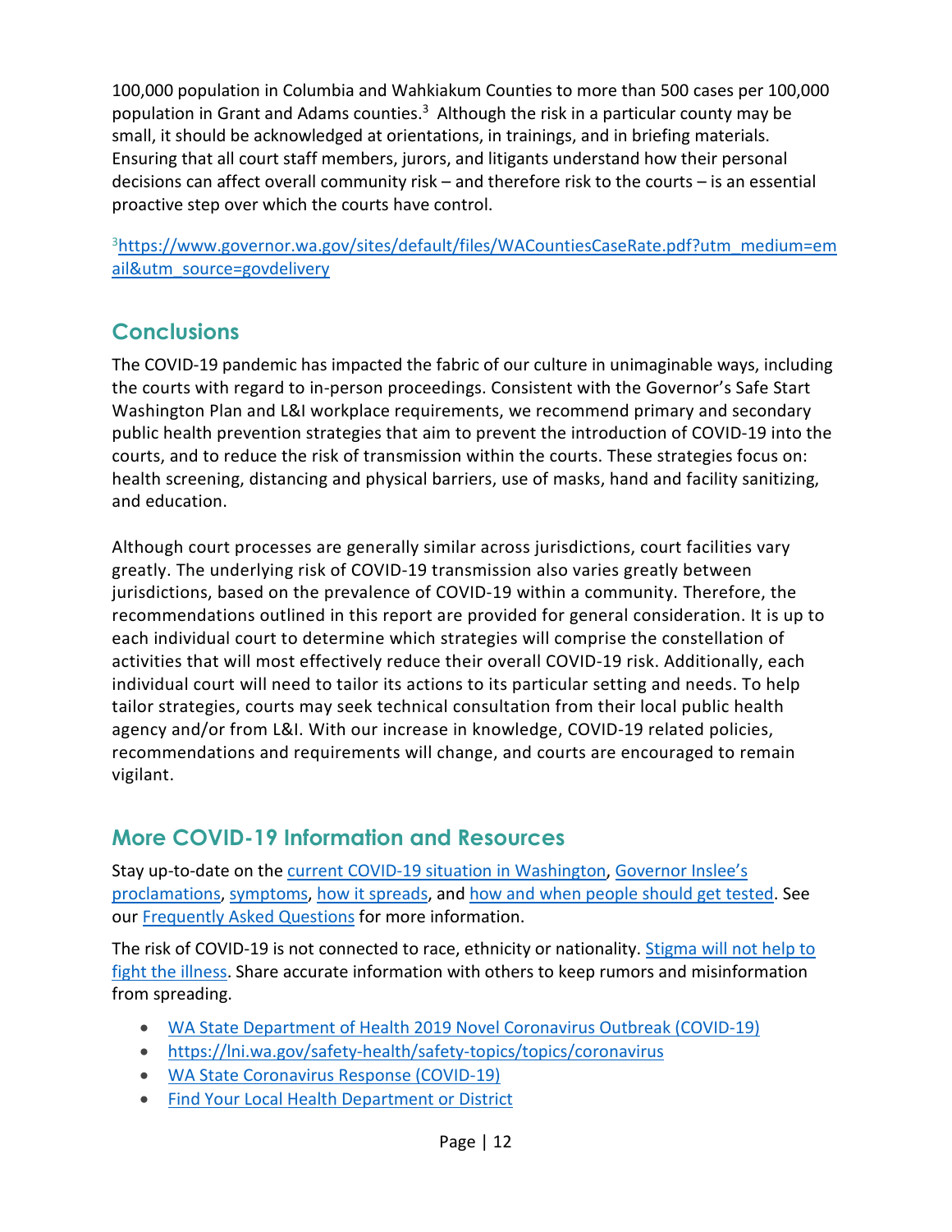100,000 population in Columbia and Wahkiakum Counties to more than 500 cases per 100,000 population in Grant and Adams counties.[3] Although the risk in a particular county may be small, it should be acknowledged at orientations, in trainings, and in briefing materials. Ensuring that all court staff members, jurors, and litigants understand how their personal decisions can affect overall community risk – and therefore risk to the courts – is an essential proactive step over which the courts have control.

[3]https://www.governor.wa.gov/sites/default/files/WACountiesCaseRate.pdf?utm_medium=email&utm_source=govdelivery

## Conclusions

The COVID-19 pandemic has impacted the fabric of our culture in unimaginable ways, including the courts with regard to in-person proceedings. Consistent with the Governor's Safe Start Washington Plan and L&I workplace requirements, we recommend primary and secondary public health prevention strategies that aim to prevent the introduction of COVID-19 into the courts, and to reduce the risk of transmission within the courts. These strategies focus on: health screening, distancing and physical barriers, use of masks, hand and facility sanitizing, and education.

Although court processes are generally similar across jurisdictions, court facilities vary greatly. The underlying risk of COVID-19 transmission also varies greatly between jurisdictions, based on the prevalence of COVID-19 within a community. Therefore, the recommendations outlined in this report are provided for general consideration. It is up to each individual court to determine which strategies will comprise the constellation of activities that will most effectively reduce their overall COVID-19 risk. Additionally, each individual court will need to tailor its actions to its particular setting and needs. To help tailor strategies, courts may seek technical consultation from their local public health agency and/or from L&I. With our increase in knowledge, COVID-19 related policies, recommendations and requirements will change, and courts are encouraged to remain vigilant.

## More COVID-19 Information and Resources

Stay up-to-date on the current COVID-19 situation in Washington, Governor Inslee's proclamations, symptoms, how it spreads, and how and when people should get tested. See our Frequently Asked Questions for more information.

The risk of COVID-19 is not connected to race, ethnicity or nationality. Stigma will not help to fight the illness. Share accurate information with others to keep rumors and misinformation from spreading.

- WA State Department of Health 2019 Novel Coronavirus Outbreak (COVID-19)
- https://lni.wa.gov/safety-health/safety-topics/topics/coronavirus
- WA State Coronavirus Response (COVID-19)
- Find Your Local Health Department or District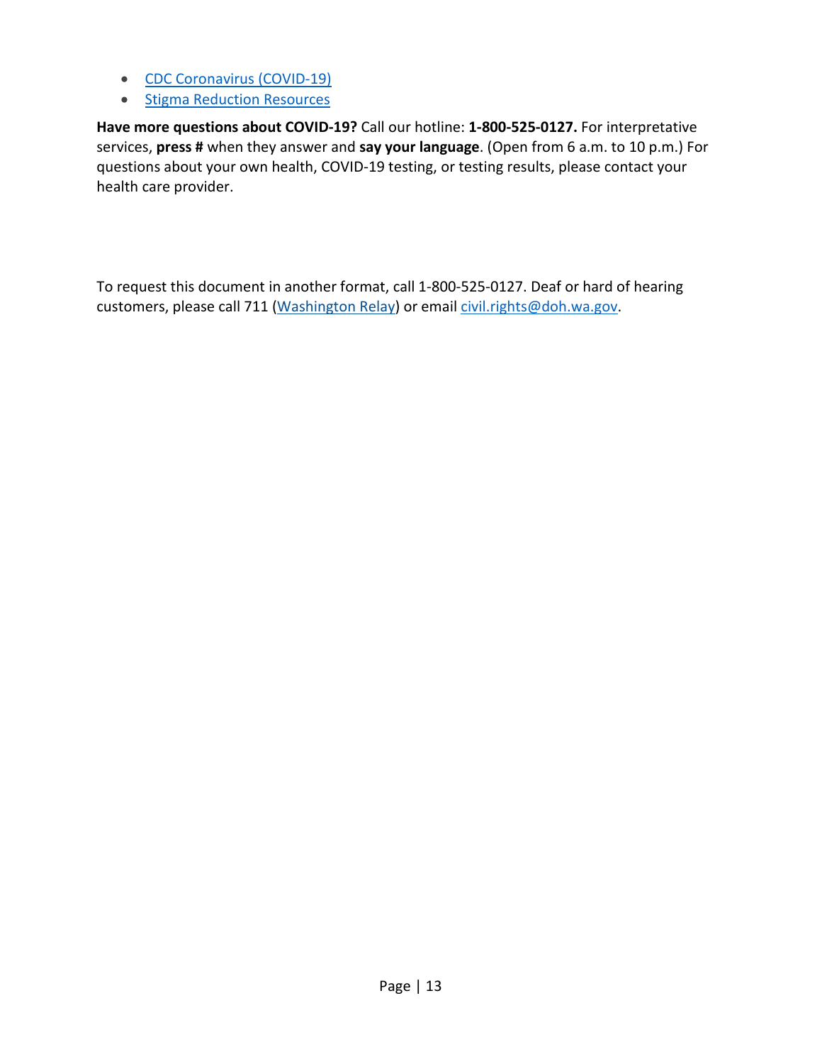- CDC Coronavirus (COVID-19)
- Stigma Reduction Resources

**Have more questions about COVID-19?** Call our hotline: **1-800-525-0127.** For interpretative services, **press #** when they answer and **say your language**. (Open from 6 a.m. to 10 p.m.) For questions about your own health, COVID-19 testing, or testing results, please contact your health care provider.

To request this document in another format, call 1-800-525-0127. Deaf or hard of hearing customers, please call 711 (Washington Relay) or email civil.rights@doh.wa.gov.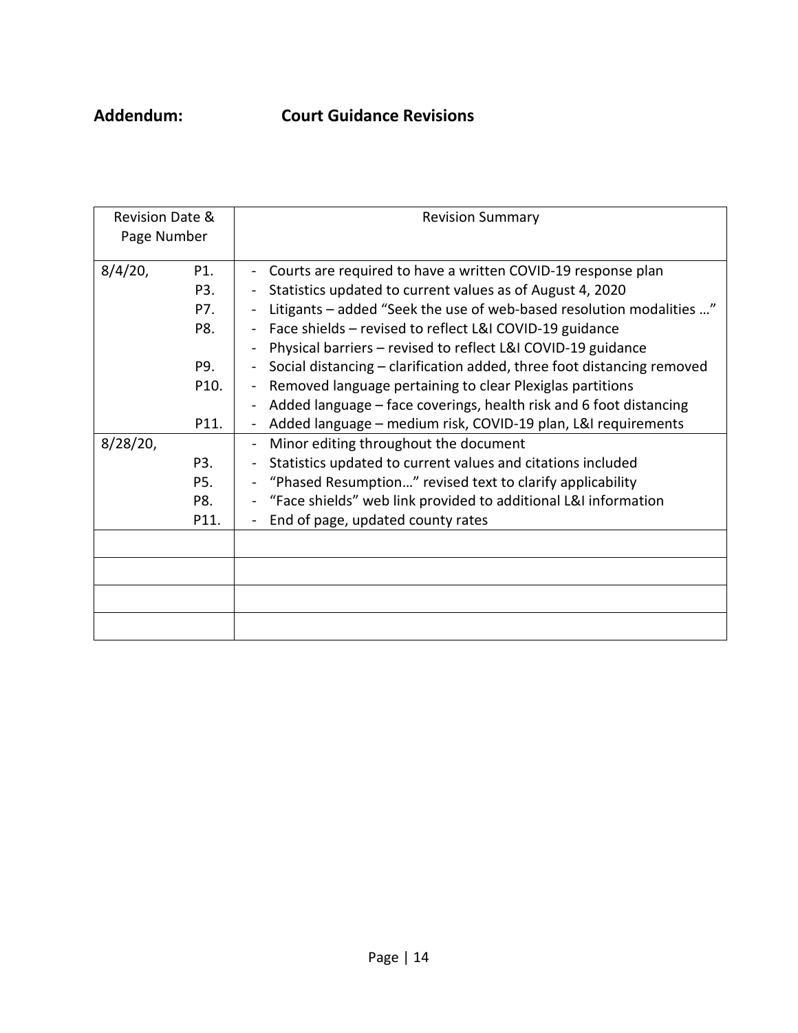## Addendum: Court Guidance Revisions

| Revision Date & Page Number | Revision Summary |
|---|---|
| 8/4/20, P1. | - Courts are required to have a written COVID-19 response plan |
| P3. | - Statistics updated to current values as of August 4, 2020 |
| P7. | - Litigants – added "Seek the use of web-based resolution modalities …" |
| P8. | - Face shields – revised to reflect L&I COVID-19 guidance<br>- Physical barriers – revised to reflect L&I COVID-19 guidance |
| P9. | - Social distancing – clarification added, three foot distancing removed |
| P10. | - Removed language pertaining to clear Plexiglas partitions<br>- Added language – face coverings, health risk and 6 foot distancing |
| P11. | - Added language – medium risk, COVID-19 plan, L&I requirements |
| 8/28/20, | - Minor editing throughout the document |
| P3. | - Statistics updated to current values and citations included |
| P5. | - "Phased Resumption…" revised text to clarify applicability |
| P8. | - "Face shields" web link provided to additional L&I information |
| P11. | - End of page, updated county rates |
| | |
| | |
| | |
| | |